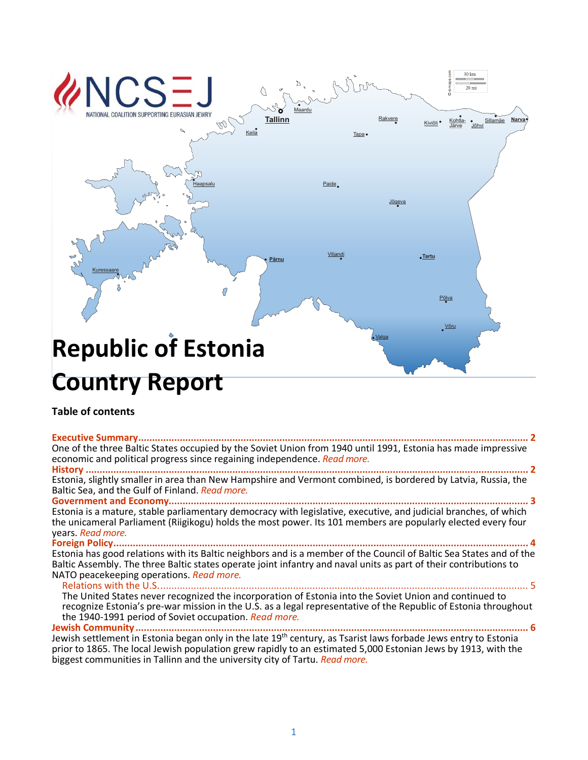# Republic of Estonia Country Report

**Table of contents**

**Executive Summary** ........................................................................................................................... 2

One of the three Baltic States occupied by the Soviet Union from 1940 until 1991, Estonia has made impressive economic and political progress since regaining independence. *Read more.*

**History** ........................................................................................................................................... 2

Estonia, slightly smaller in area than New Hampshire and Vermont combined, is bordered by Latvia, Russia, the Baltic Sea, and the Gulf of Finland. *Read more.*

**Government and Economy** ................................................................................................................. 3

Estonia is a mature, stable parliamentary democracy with legislative, executive, and judicial branches, of which the unicameral Parliament (Riigikogu) holds the most power. Its 101 members are popularly elected every four years. *Read more.*

**Foreign Policy** ................................................................................................................................. 4

Estonia has good relations with its Baltic neighbors and is a member of the Council of Baltic Sea States and of the Baltic Assembly. The three Baltic states operate joint infantry and naval units as part of their contributions to NATO peacekeeping operations. *Read more.*

Relations with the U.S. ................................................................................................................... 5

The United States never recognized the incorporation of Estonia into the Soviet Union and continued to recognize Estonia's pre-war mission in the U.S. as a legal representative of the Republic of Estonia throughout the 1940-1991 period of Soviet occupation. *Read more.*

**Jewish Community** ........................................................................................................................... 6

Jewish settlement in Estonia began only in the late 19th century, as Tsarist laws forbade Jews entry to Estonia prior to 1865. The local Jewish population grew rapidly to an estimated 5,000 Estonian Jews by 1913, with the biggest communities in Tallinn and the university city of Tartu. *Read more.*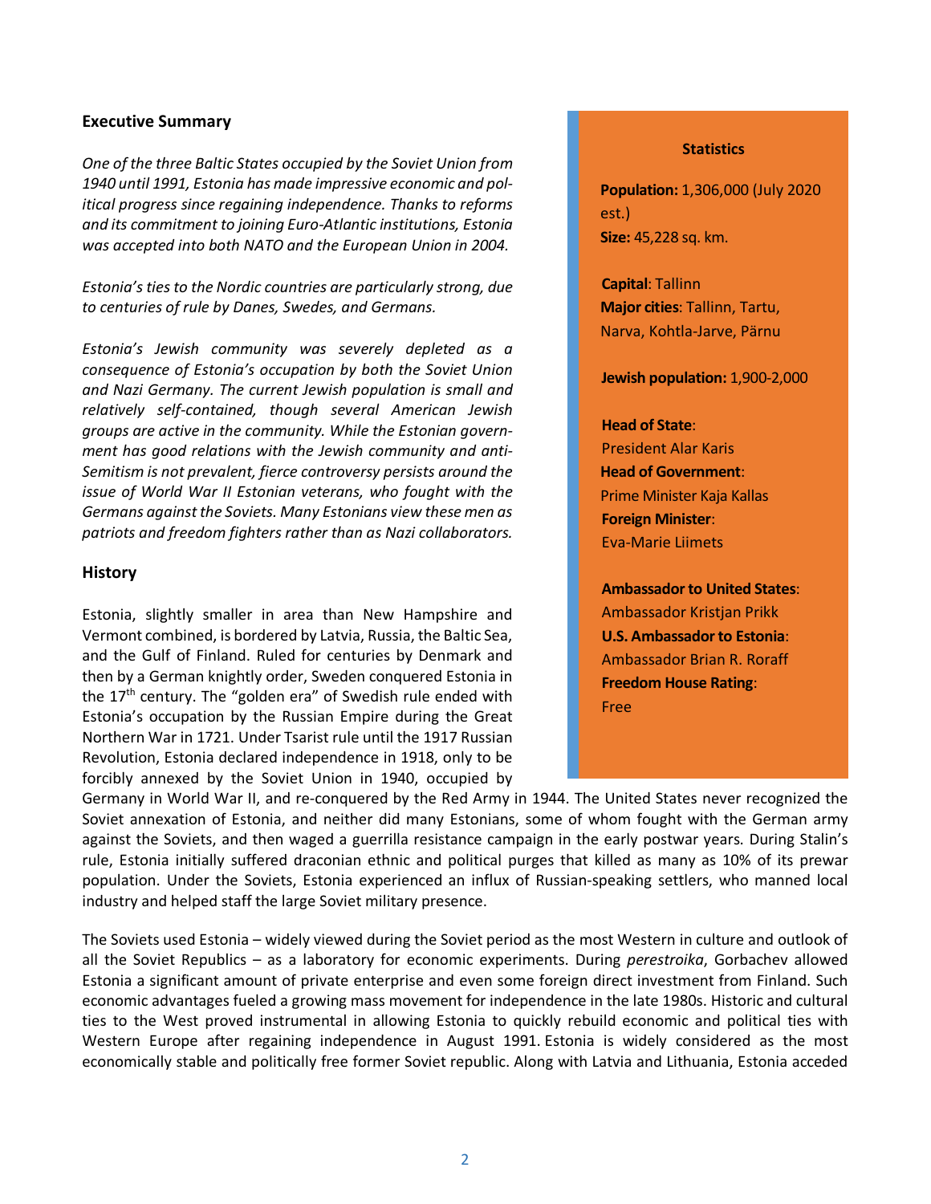## Executive Summary

*One of the three Baltic States occupied by the Soviet Union from 1940 until 1991, Estonia has made impressive economic and political progress since regaining independence. Thanks to reforms and its commitment to joining Euro-Atlantic institutions, Estonia was accepted into both NATO and the European Union in 2004.*

*Estonia's ties to the Nordic countries are particularly strong, due to centuries of rule by Danes, Swedes, and Germans.*

*Estonia's Jewish community was severely depleted as a consequence of Estonia's occupation by both the Soviet Union and Nazi Germany. The current Jewish population is small and relatively self-contained, though several American Jewish groups are active in the community. While the Estonian government has good relations with the Jewish community and anti-Semitism is not prevalent, fierce controversy persists around the issue of World War II Estonian veterans, who fought with the Germans against the Soviets. Many Estonians view these men as patriots and freedom fighters rather than as Nazi collaborators.*

**Statistics**

**Population:** 1,306,000 (July 2020 est.)
**Size:** 45,228 sq. km.

**Capital**: Tallinn
**Major cities**: Tallinn, Tartu, Narva, Kohtla-Jarve, Pärnu

**Jewish population:** 1,900-2,000

**Head of State**:
President Alar Karis
**Head of Government**:
Prime Minister Kaja Kallas
**Foreign Minister**:
Eva-Marie Liimets

**Ambassador to United States**:
Ambassador Kristjan Prikk
**U.S. Ambassador to Estonia**:
Ambassador Brian R. Roraff
**Freedom House Rating**:
Free

## History

Estonia, slightly smaller in area than New Hampshire and Vermont combined, is bordered by Latvia, Russia, the Baltic Sea, and the Gulf of Finland. Ruled for centuries by Denmark and then by a German knightly order, Sweden conquered Estonia in the 17th century. The "golden era" of Swedish rule ended with Estonia's occupation by the Russian Empire during the Great Northern War in 1721. Under Tsarist rule until the 1917 Russian Revolution, Estonia declared independence in 1918, only to be forcibly annexed by the Soviet Union in 1940, occupied by Germany in World War II, and re-conquered by the Red Army in 1944. The United States never recognized the Soviet annexation of Estonia, and neither did many Estonians, some of whom fought with the German army against the Soviets, and then waged a guerrilla resistance campaign in the early postwar years. During Stalin's rule, Estonia initially suffered draconian ethnic and political purges that killed as many as 10% of its prewar population. Under the Soviets, Estonia experienced an influx of Russian-speaking settlers, who manned local industry and helped staff the large Soviet military presence.

The Soviets used Estonia – widely viewed during the Soviet period as the most Western in culture and outlook of all the Soviet Republics – as a laboratory for economic experiments. During *perestroika*, Gorbachev allowed Estonia a significant amount of private enterprise and even some foreign direct investment from Finland. Such economic advantages fueled a growing mass movement for independence in the late 1980s. Historic and cultural ties to the West proved instrumental in allowing Estonia to quickly rebuild economic and political ties with Western Europe after regaining independence in August 1991. Estonia is widely considered as the most economically stable and politically free former Soviet republic. Along with Latvia and Lithuania, Estonia acceded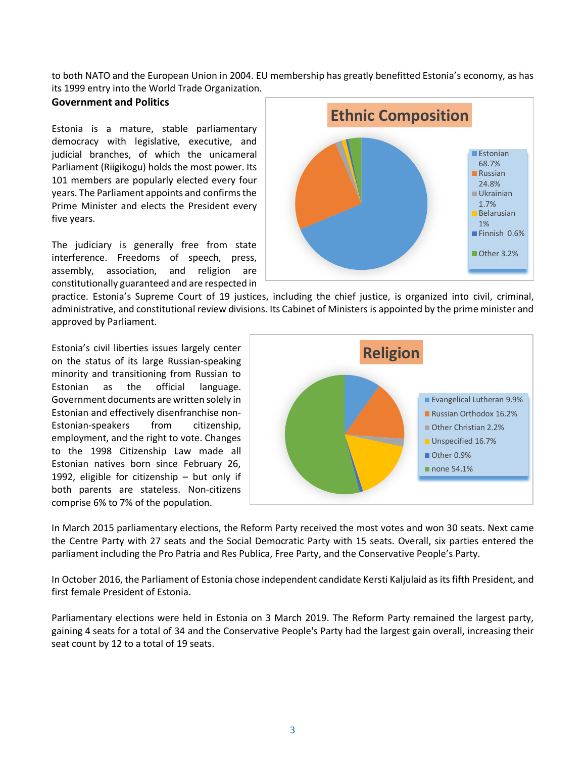to both NATO and the European Union in 2004. EU membership has greatly benefitted Estonia's economy, as has its 1999 entry into the World Trade Organization.

**Government and Politics**

Estonia is a mature, stable parliamentary democracy with legislative, executive, and judicial branches, of which the unicameral Parliament (Riigikogu) holds the most power. Its 101 members are popularly elected every four years. The Parliament appoints and confirms the Prime Minister and elects the President every five years.

The judiciary is generally free from state interference. Freedoms of speech, press, assembly, association, and religion are constitutionally guaranteed and are respected in practice. Estonia's Supreme Court of 19 justices, including the chief justice, is organized into civil, criminal, administrative, and constitutional review divisions. Its Cabinet of Ministers is appointed by the prime minister and approved by Parliament.

**Ethnic Composition**

- Estonian 68.7%
- Russian 24.8%
- Ukrainian 1.7%
- Belarusian 1%
- Finnish 0.6%
- Other 3.2%

Estonia's civil liberties issues largely center on the status of its large Russian-speaking minority and transitioning from Russian to Estonian as the official language. Government documents are written solely in Estonian and effectively disenfranchise non-Estonian-speakers from citizenship, employment, and the right to vote. Changes to the 1998 Citizenship Law made all Estonian natives born since February 26, 1992, eligible for citizenship – but only if both parents are stateless. Non-citizens comprise 6% to 7% of the population.

**Religion**

- Evangelical Lutheran 9.9%
- Russian Orthodox 16.2%
- Other Christian 2.2%
- Unspecified 16.7%
- Other 0.9%
- none 54.1%

In March 2015 parliamentary elections, the Reform Party received the most votes and won 30 seats. Next came the Centre Party with 27 seats and the Social Democratic Party with 15 seats. Overall, six parties entered the parliament including the Pro Patria and Res Publica, Free Party, and the Conservative People's Party.

In October 2016, the Parliament of Estonia chose independent candidate Kersti Kaljulaid as its fifth President, and first female President of Estonia.

Parliamentary elections were held in Estonia on 3 March 2019. The Reform Party remained the largest party, gaining 4 seats for a total of 34 and the Conservative People's Party had the largest gain overall, increasing their seat count by 12 to a total of 19 seats.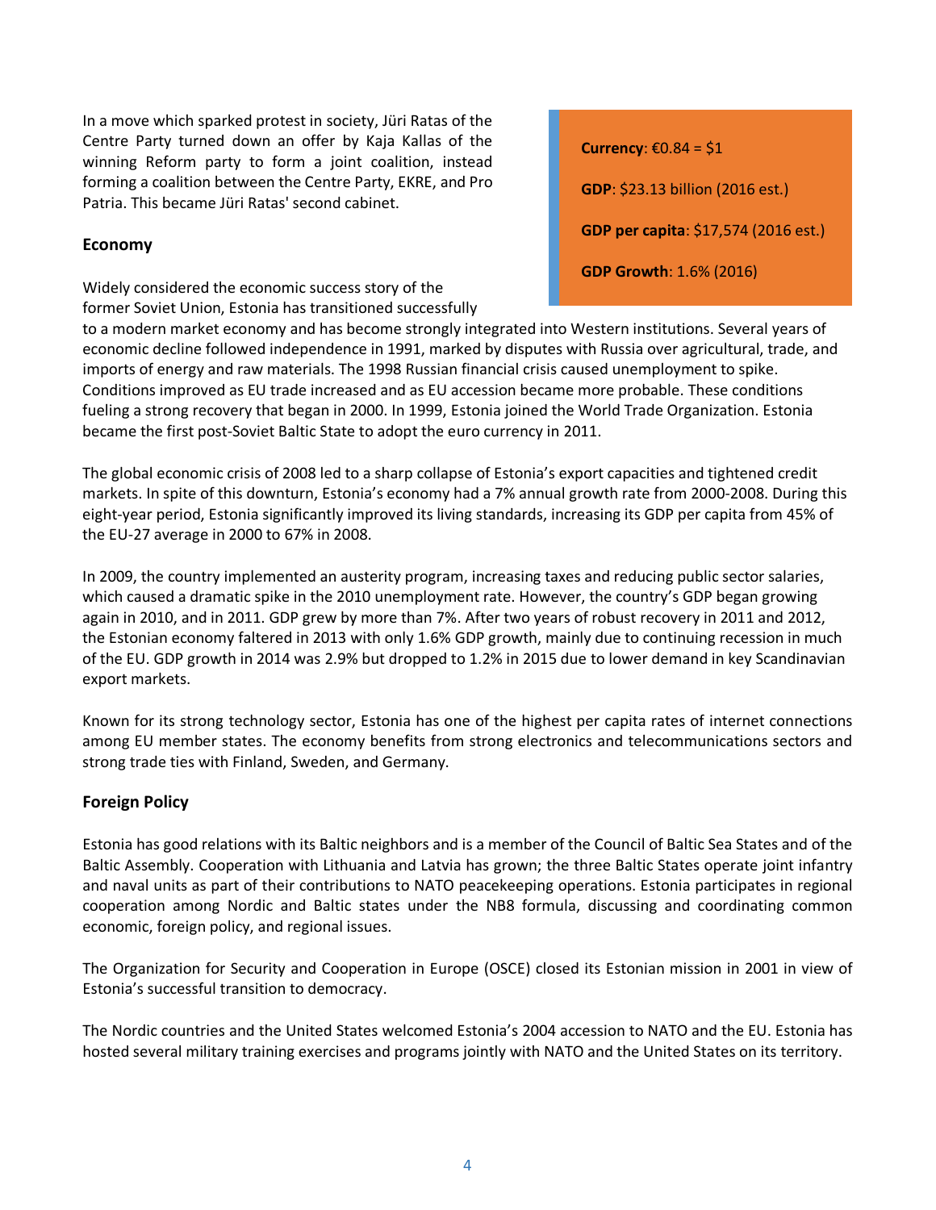In a move which sparked protest in society, Jüri Ratas of the Centre Party turned down an offer by Kaja Kallas of the winning Reform party to form a joint coalition, instead forming a coalition between the Centre Party, EKRE, and Pro Patria. This became Jüri Ratas' second cabinet.

**Currency**: €0.84 = $1

**GDP**: $23.13 billion (2016 est.)

**GDP per capita**: $17,574 (2016 est.)

**GDP Growth**: 1.6% (2016)

### Economy

Widely considered the economic success story of the former Soviet Union, Estonia has transitioned successfully to a modern market economy and has become strongly integrated into Western institutions. Several years of economic decline followed independence in 1991, marked by disputes with Russia over agricultural, trade, and imports of energy and raw materials. The 1998 Russian financial crisis caused unemployment to spike. Conditions improved as EU trade increased and as EU accession became more probable. These conditions fueling a strong recovery that began in 2000. In 1999, Estonia joined the World Trade Organization. Estonia became the first post-Soviet Baltic State to adopt the euro currency in 2011.

The global economic crisis of 2008 led to a sharp collapse of Estonia's export capacities and tightened credit markets. In spite of this downturn, Estonia's economy had a 7% annual growth rate from 2000-2008. During this eight-year period, Estonia significantly improved its living standards, increasing its GDP per capita from 45% of the EU-27 average in 2000 to 67% in 2008.

In 2009, the country implemented an austerity program, increasing taxes and reducing public sector salaries, which caused a dramatic spike in the 2010 unemployment rate. However, the country's GDP began growing again in 2010, and in 2011. GDP grew by more than 7%. After two years of robust recovery in 2011 and 2012, the Estonian economy faltered in 2013 with only 1.6% GDP growth, mainly due to continuing recession in much of the EU. GDP growth in 2014 was 2.9% but dropped to 1.2% in 2015 due to lower demand in key Scandinavian export markets.

Known for its strong technology sector, Estonia has one of the highest per capita rates of internet connections among EU member states. The economy benefits from strong electronics and telecommunications sectors and strong trade ties with Finland, Sweden, and Germany.

### Foreign Policy

Estonia has good relations with its Baltic neighbors and is a member of the Council of Baltic Sea States and of the Baltic Assembly. Cooperation with Lithuania and Latvia has grown; the three Baltic States operate joint infantry and naval units as part of their contributions to NATO peacekeeping operations. Estonia participates in regional cooperation among Nordic and Baltic states under the NB8 formula, discussing and coordinating common economic, foreign policy, and regional issues.

The Organization for Security and Cooperation in Europe (OSCE) closed its Estonian mission in 2001 in view of Estonia's successful transition to democracy.

The Nordic countries and the United States welcomed Estonia's 2004 accession to NATO and the EU. Estonia has hosted several military training exercises and programs jointly with NATO and the United States on its territory.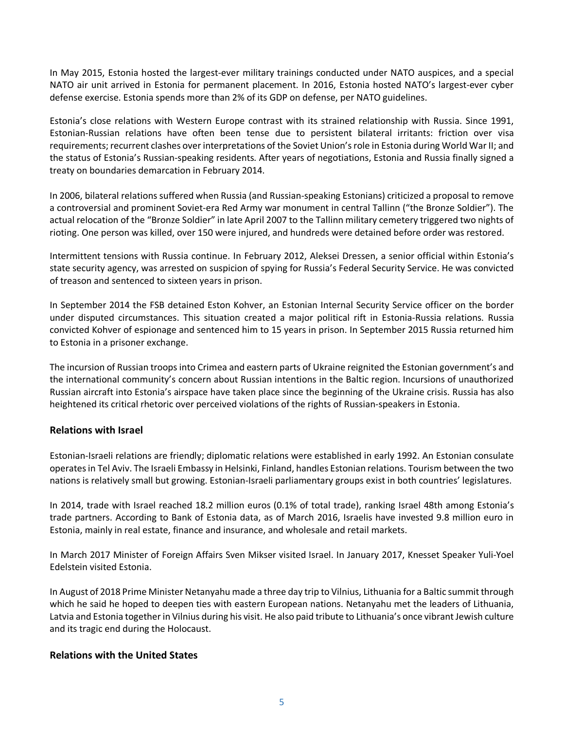In May 2015, Estonia hosted the largest-ever military trainings conducted under NATO auspices, and a special NATO air unit arrived in Estonia for permanent placement. In 2016, Estonia hosted NATO's largest-ever cyber defense exercise. Estonia spends more than 2% of its GDP on defense, per NATO guidelines.

Estonia's close relations with Western Europe contrast with its strained relationship with Russia. Since 1991, Estonian-Russian relations have often been tense due to persistent bilateral irritants: friction over visa requirements; recurrent clashes over interpretations of the Soviet Union's role in Estonia during World War II; and the status of Estonia's Russian-speaking residents. After years of negotiations, Estonia and Russia finally signed a treaty on boundaries demarcation in February 2014.

In 2006, bilateral relations suffered when Russia (and Russian-speaking Estonians) criticized a proposal to remove a controversial and prominent Soviet-era Red Army war monument in central Tallinn ("the Bronze Soldier"). The actual relocation of the "Bronze Soldier" in late April 2007 to the Tallinn military cemetery triggered two nights of rioting. One person was killed, over 150 were injured, and hundreds were detained before order was restored.

Intermittent tensions with Russia continue. In February 2012, Aleksei Dressen, a senior official within Estonia's state security agency, was arrested on suspicion of spying for Russia's Federal Security Service. He was convicted of treason and sentenced to sixteen years in prison.

In September 2014 the FSB detained Eston Kohver, an Estonian Internal Security Service officer on the border under disputed circumstances. This situation created a major political rift in Estonia-Russia relations. Russia convicted Kohver of espionage and sentenced him to 15 years in prison. In September 2015 Russia returned him to Estonia in a prisoner exchange.

The incursion of Russian troops into Crimea and eastern parts of Ukraine reignited the Estonian government's and the international community's concern about Russian intentions in the Baltic region. Incursions of unauthorized Russian aircraft into Estonia's airspace have taken place since the beginning of the Ukraine crisis. Russia has also heightened its critical rhetoric over perceived violations of the rights of Russian-speakers in Estonia.

## Relations with Israel

Estonian-Israeli relations are friendly; diplomatic relations were established in early 1992. An Estonian consulate operates in Tel Aviv. The Israeli Embassy in Helsinki, Finland, handles Estonian relations. Tourism between the two nations is relatively small but growing. Estonian-Israeli parliamentary groups exist in both countries' legislatures.

In 2014, trade with Israel reached 18.2 million euros (0.1% of total trade), ranking Israel 48th among Estonia's trade partners. According to Bank of Estonia data, as of March 2016, Israelis have invested 9.8 million euro in Estonia, mainly in real estate, finance and insurance, and wholesale and retail markets.

In March 2017 Minister of Foreign Affairs Sven Mikser visited Israel. In January 2017, Knesset Speaker Yuli-Yoel Edelstein visited Estonia.

In August of 2018 Prime Minister Netanyahu made a three day trip to Vilnius, Lithuania for a Baltic summit through which he said he hoped to deepen ties with eastern European nations. Netanyahu met the leaders of Lithuania, Latvia and Estonia together in Vilnius during his visit. He also paid tribute to Lithuania's once vibrant Jewish culture and its tragic end during the Holocaust.

## Relations with the United States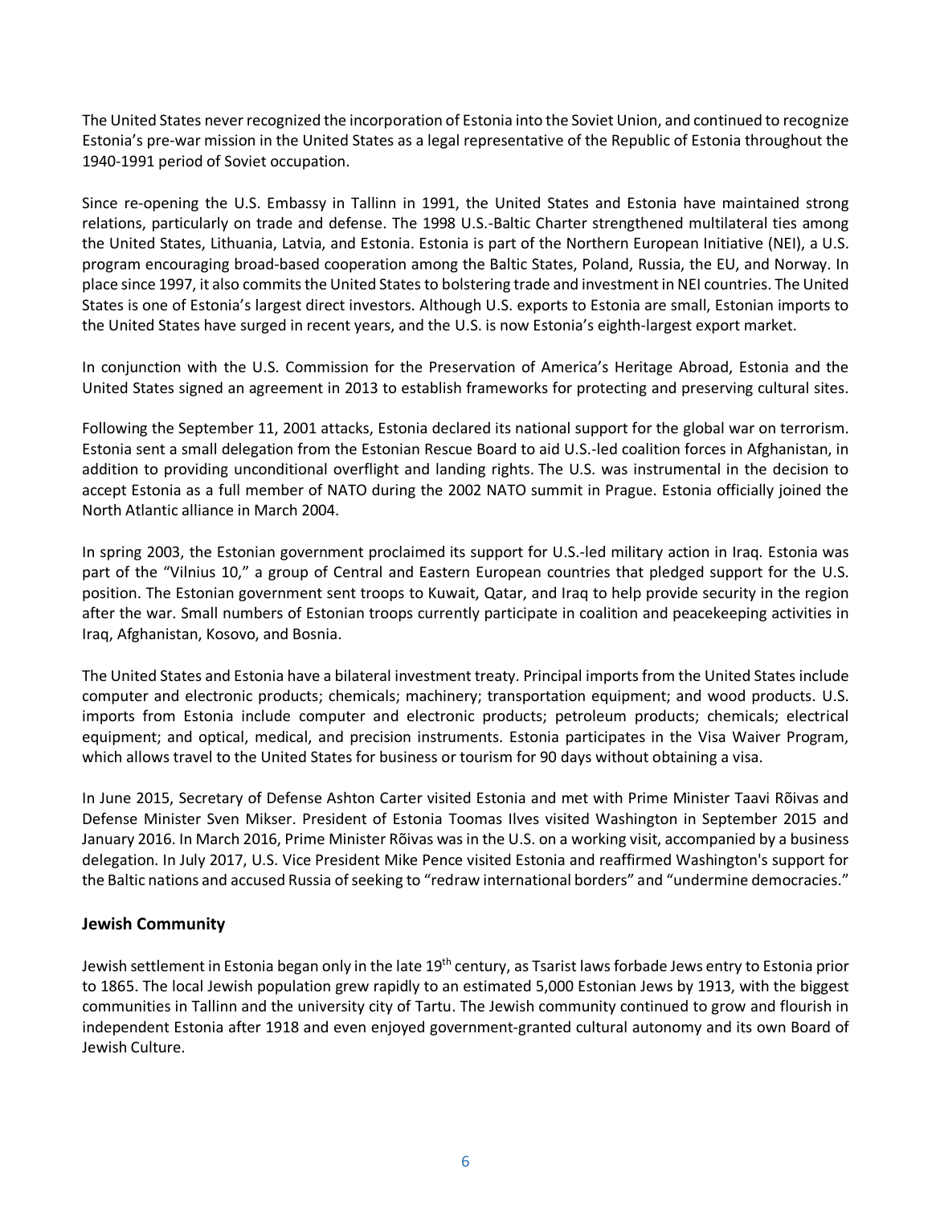The United States never recognized the incorporation of Estonia into the Soviet Union, and continued to recognize Estonia's pre-war mission in the United States as a legal representative of the Republic of Estonia throughout the 1940-1991 period of Soviet occupation.

Since re-opening the U.S. Embassy in Tallinn in 1991, the United States and Estonia have maintained strong relations, particularly on trade and defense. The 1998 U.S.-Baltic Charter strengthened multilateral ties among the United States, Lithuania, Latvia, and Estonia. Estonia is part of the Northern European Initiative (NEI), a U.S. program encouraging broad-based cooperation among the Baltic States, Poland, Russia, the EU, and Norway. In place since 1997, it also commits the United States to bolstering trade and investment in NEI countries. The United States is one of Estonia's largest direct investors. Although U.S. exports to Estonia are small, Estonian imports to the United States have surged in recent years, and the U.S. is now Estonia's eighth-largest export market.

In conjunction with the U.S. Commission for the Preservation of America's Heritage Abroad, Estonia and the United States signed an agreement in 2013 to establish frameworks for protecting and preserving cultural sites.

Following the September 11, 2001 attacks, Estonia declared its national support for the global war on terrorism. Estonia sent a small delegation from the Estonian Rescue Board to aid U.S.-led coalition forces in Afghanistan, in addition to providing unconditional overflight and landing rights. The U.S. was instrumental in the decision to accept Estonia as a full member of NATO during the 2002 NATO summit in Prague. Estonia officially joined the North Atlantic alliance in March 2004.

In spring 2003, the Estonian government proclaimed its support for U.S.-led military action in Iraq. Estonia was part of the "Vilnius 10," a group of Central and Eastern European countries that pledged support for the U.S. position. The Estonian government sent troops to Kuwait, Qatar, and Iraq to help provide security in the region after the war. Small numbers of Estonian troops currently participate in coalition and peacekeeping activities in Iraq, Afghanistan, Kosovo, and Bosnia.

The United States and Estonia have a bilateral investment treaty. Principal imports from the United States include computer and electronic products; chemicals; machinery; transportation equipment; and wood products. U.S. imports from Estonia include computer and electronic products; petroleum products; chemicals; electrical equipment; and optical, medical, and precision instruments. Estonia participates in the Visa Waiver Program, which allows travel to the United States for business or tourism for 90 days without obtaining a visa.

In June 2015, Secretary of Defense Ashton Carter visited Estonia and met with Prime Minister Taavi Rõivas and Defense Minister Sven Mikser. President of Estonia Toomas Ilves visited Washington in September 2015 and January 2016. In March 2016, Prime Minister Rõivas was in the U.S. on a working visit, accompanied by a business delegation. In July 2017, U.S. Vice President Mike Pence visited Estonia and reaffirmed Washington's support for the Baltic nations and accused Russia of seeking to "redraw international borders" and "undermine democracies."

## Jewish Community

Jewish settlement in Estonia began only in the late 19th century, as Tsarist laws forbade Jews entry to Estonia prior to 1865. The local Jewish population grew rapidly to an estimated 5,000 Estonian Jews by 1913, with the biggest communities in Tallinn and the university city of Tartu. The Jewish community continued to grow and flourish in independent Estonia after 1918 and even enjoyed government-granted cultural autonomy and its own Board of Jewish Culture.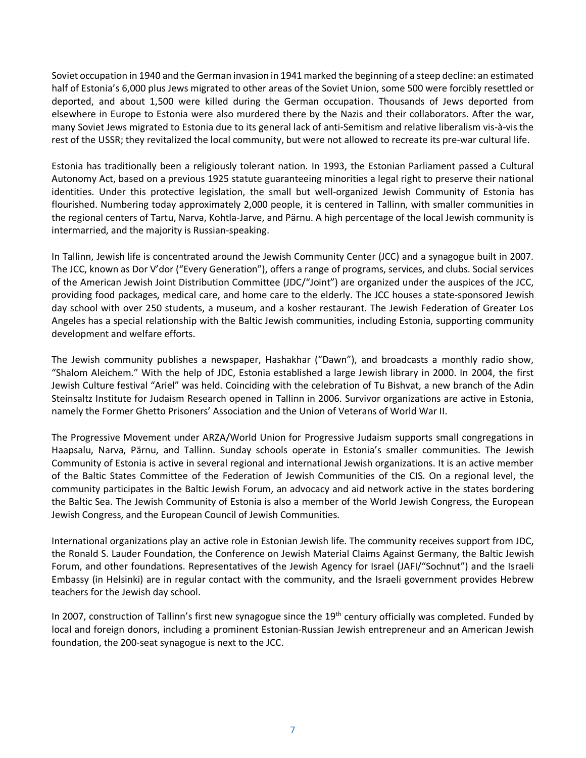Soviet occupation in 1940 and the German invasion in 1941 marked the beginning of a steep decline: an estimated half of Estonia's 6,000 plus Jews migrated to other areas of the Soviet Union, some 500 were forcibly resettled or deported, and about 1,500 were killed during the German occupation. Thousands of Jews deported from elsewhere in Europe to Estonia were also murdered there by the Nazis and their collaborators. After the war, many Soviet Jews migrated to Estonia due to its general lack of anti-Semitism and relative liberalism vis-à-vis the rest of the USSR; they revitalized the local community, but were not allowed to recreate its pre-war cultural life.

Estonia has traditionally been a religiously tolerant nation. In 1993, the Estonian Parliament passed a Cultural Autonomy Act, based on a previous 1925 statute guaranteeing minorities a legal right to preserve their national identities. Under this protective legislation, the small but well-organized Jewish Community of Estonia has flourished. Numbering today approximately 2,000 people, it is centered in Tallinn, with smaller communities in the regional centers of Tartu, Narva, Kohtla-Jarve, and Pärnu. A high percentage of the local Jewish community is intermarried, and the majority is Russian-speaking.

In Tallinn, Jewish life is concentrated around the Jewish Community Center (JCC) and a synagogue built in 2007. The JCC, known as Dor V'dor ("Every Generation"), offers a range of programs, services, and clubs. Social services of the American Jewish Joint Distribution Committee (JDC/"Joint") are organized under the auspices of the JCC, providing food packages, medical care, and home care to the elderly. The JCC houses a state-sponsored Jewish day school with over 250 students, a museum, and a kosher restaurant. The Jewish Federation of Greater Los Angeles has a special relationship with the Baltic Jewish communities, including Estonia, supporting community development and welfare efforts.

The Jewish community publishes a newspaper, Hashakhar ("Dawn"), and broadcasts a monthly radio show, "Shalom Aleichem." With the help of JDC, Estonia established a large Jewish library in 2000. In 2004, the first Jewish Culture festival "Ariel" was held. Coinciding with the celebration of Tu Bishvat, a new branch of the Adin Steinsaltz Institute for Judaism Research opened in Tallinn in 2006. Survivor organizations are active in Estonia, namely the Former Ghetto Prisoners' Association and the Union of Veterans of World War II.

The Progressive Movement under ARZA/World Union for Progressive Judaism supports small congregations in Haapsalu, Narva, Pärnu, and Tallinn. Sunday schools operate in Estonia's smaller communities. The Jewish Community of Estonia is active in several regional and international Jewish organizations. It is an active member of the Baltic States Committee of the Federation of Jewish Communities of the CIS. On a regional level, the community participates in the Baltic Jewish Forum, an advocacy and aid network active in the states bordering the Baltic Sea. The Jewish Community of Estonia is also a member of the World Jewish Congress, the European Jewish Congress, and the European Council of Jewish Communities.

International organizations play an active role in Estonian Jewish life. The community receives support from JDC, the Ronald S. Lauder Foundation, the Conference on Jewish Material Claims Against Germany, the Baltic Jewish Forum, and other foundations. Representatives of the Jewish Agency for Israel (JAFI/"Sochnut") and the Israeli Embassy (in Helsinki) are in regular contact with the community, and the Israeli government provides Hebrew teachers for the Jewish day school.

In 2007, construction of Tallinn's first new synagogue since the 19th century officially was completed. Funded by local and foreign donors, including a prominent Estonian-Russian Jewish entrepreneur and an American Jewish foundation, the 200-seat synagogue is next to the JCC.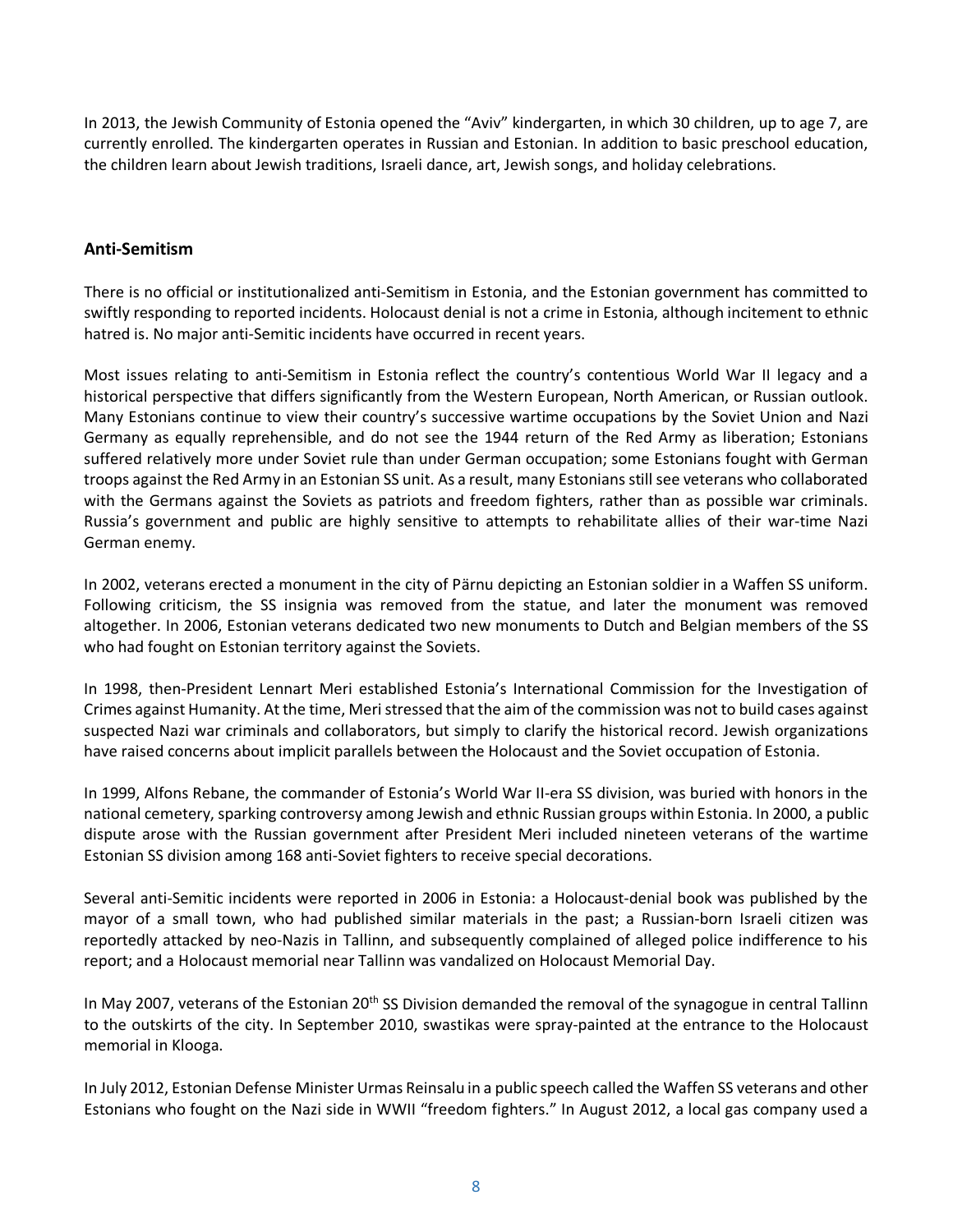In 2013, the Jewish Community of Estonia opened the "Aviv" kindergarten, in which 30 children, up to age 7, are currently enrolled. The kindergarten operates in Russian and Estonian. In addition to basic preschool education, the children learn about Jewish traditions, Israeli dance, art, Jewish songs, and holiday celebrations.

## Anti-Semitism

There is no official or institutionalized anti-Semitism in Estonia, and the Estonian government has committed to swiftly responding to reported incidents. Holocaust denial is not a crime in Estonia, although incitement to ethnic hatred is. No major anti-Semitic incidents have occurred in recent years.

Most issues relating to anti-Semitism in Estonia reflect the country's contentious World War II legacy and a historical perspective that differs significantly from the Western European, North American, or Russian outlook. Many Estonians continue to view their country's successive wartime occupations by the Soviet Union and Nazi Germany as equally reprehensible, and do not see the 1944 return of the Red Army as liberation; Estonians suffered relatively more under Soviet rule than under German occupation; some Estonians fought with German troops against the Red Army in an Estonian SS unit. As a result, many Estonians still see veterans who collaborated with the Germans against the Soviets as patriots and freedom fighters, rather than as possible war criminals. Russia's government and public are highly sensitive to attempts to rehabilitate allies of their war-time Nazi German enemy.

In 2002, veterans erected a monument in the city of Pärnu depicting an Estonian soldier in a Waffen SS uniform. Following criticism, the SS insignia was removed from the statue, and later the monument was removed altogether. In 2006, Estonian veterans dedicated two new monuments to Dutch and Belgian members of the SS who had fought on Estonian territory against the Soviets.

In 1998, then-President Lennart Meri established Estonia's International Commission for the Investigation of Crimes against Humanity. At the time, Meri stressed that the aim of the commission was not to build cases against suspected Nazi war criminals and collaborators, but simply to clarify the historical record. Jewish organizations have raised concerns about implicit parallels between the Holocaust and the Soviet occupation of Estonia.

In 1999, Alfons Rebane, the commander of Estonia's World War II-era SS division, was buried with honors in the national cemetery, sparking controversy among Jewish and ethnic Russian groups within Estonia. In 2000, a public dispute arose with the Russian government after President Meri included nineteen veterans of the wartime Estonian SS division among 168 anti-Soviet fighters to receive special decorations.

Several anti-Semitic incidents were reported in 2006 in Estonia: a Holocaust-denial book was published by the mayor of a small town, who had published similar materials in the past; a Russian-born Israeli citizen was reportedly attacked by neo-Nazis in Tallinn, and subsequently complained of alleged police indifference to his report; and a Holocaust memorial near Tallinn was vandalized on Holocaust Memorial Day.

In May 2007, veterans of the Estonian 20th SS Division demanded the removal of the synagogue in central Tallinn to the outskirts of the city. In September 2010, swastikas were spray-painted at the entrance to the Holocaust memorial in Klooga.

In July 2012, Estonian Defense Minister Urmas Reinsalu in a public speech called the Waffen SS veterans and other Estonians who fought on the Nazi side in WWII "freedom fighters." In August 2012, a local gas company used a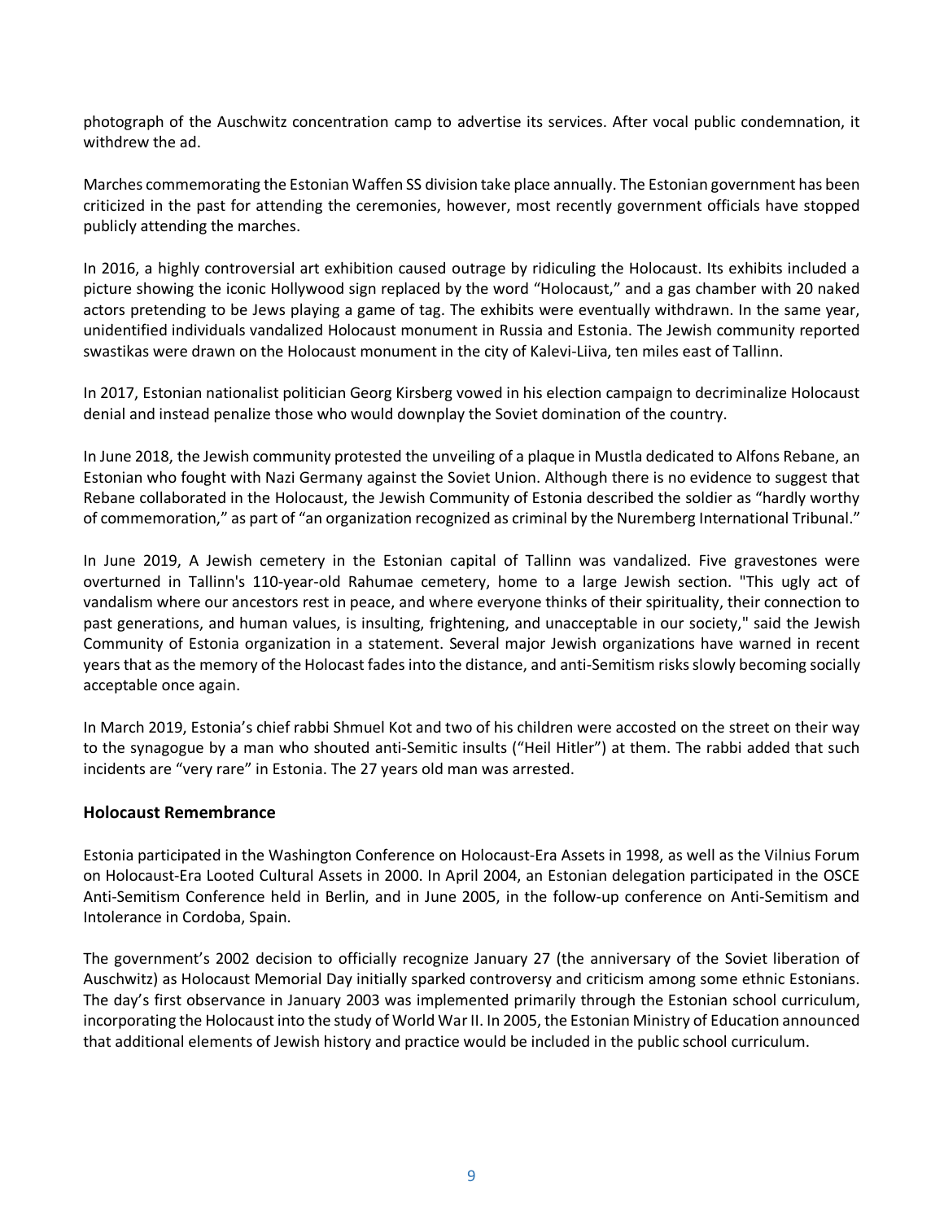photograph of the Auschwitz concentration camp to advertise its services. After vocal public condemnation, it withdrew the ad.

Marches commemorating the Estonian Waffen SS division take place annually. The Estonian government has been criticized in the past for attending the ceremonies, however, most recently government officials have stopped publicly attending the marches.

In 2016, a highly controversial art exhibition caused outrage by ridiculing the Holocaust. Its exhibits included a picture showing the iconic Hollywood sign replaced by the word "Holocaust," and a gas chamber with 20 naked actors pretending to be Jews playing a game of tag. The exhibits were eventually withdrawn. In the same year, unidentified individuals vandalized Holocaust monument in Russia and Estonia. The Jewish community reported swastikas were drawn on the Holocaust monument in the city of Kalevi-Liiva, ten miles east of Tallinn.

In 2017, Estonian nationalist politician Georg Kirsberg vowed in his election campaign to decriminalize Holocaust denial and instead penalize those who would downplay the Soviet domination of the country.

In June 2018, the Jewish community protested the unveiling of a plaque in Mustla dedicated to Alfons Rebane, an Estonian who fought with Nazi Germany against the Soviet Union. Although there is no evidence to suggest that Rebane collaborated in the Holocaust, the Jewish Community of Estonia described the soldier as "hardly worthy of commemoration," as part of "an organization recognized as criminal by the Nuremberg International Tribunal."

In June 2019, A Jewish cemetery in the Estonian capital of Tallinn was vandalized. Five gravestones were overturned in Tallinn's 110-year-old Rahumae cemetery, home to a large Jewish section. "This ugly act of vandalism where our ancestors rest in peace, and where everyone thinks of their spirituality, their connection to past generations, and human values, is insulting, frightening, and unacceptable in our society," said the Jewish Community of Estonia organization in a statement. Several major Jewish organizations have warned in recent years that as the memory of the Holocaust fades into the distance, and anti-Semitism risks slowly becoming socially acceptable once again.

In March 2019, Estonia's chief rabbi Shmuel Kot and two of his children were accosted on the street on their way to the synagogue by a man who shouted anti-Semitic insults ("Heil Hitler") at them. The rabbi added that such incidents are "very rare" in Estonia. The 27 years old man was arrested.

### Holocaust Remembrance

Estonia participated in the Washington Conference on Holocaust-Era Assets in 1998, as well as the Vilnius Forum on Holocaust-Era Looted Cultural Assets in 2000. In April 2004, an Estonian delegation participated in the OSCE Anti-Semitism Conference held in Berlin, and in June 2005, in the follow-up conference on Anti-Semitism and Intolerance in Cordoba, Spain.

The government's 2002 decision to officially recognize January 27 (the anniversary of the Soviet liberation of Auschwitz) as Holocaust Memorial Day initially sparked controversy and criticism among some ethnic Estonians. The day's first observance in January 2003 was implemented primarily through the Estonian school curriculum, incorporating the Holocaust into the study of World War II. In 2005, the Estonian Ministry of Education announced that additional elements of Jewish history and practice would be included in the public school curriculum.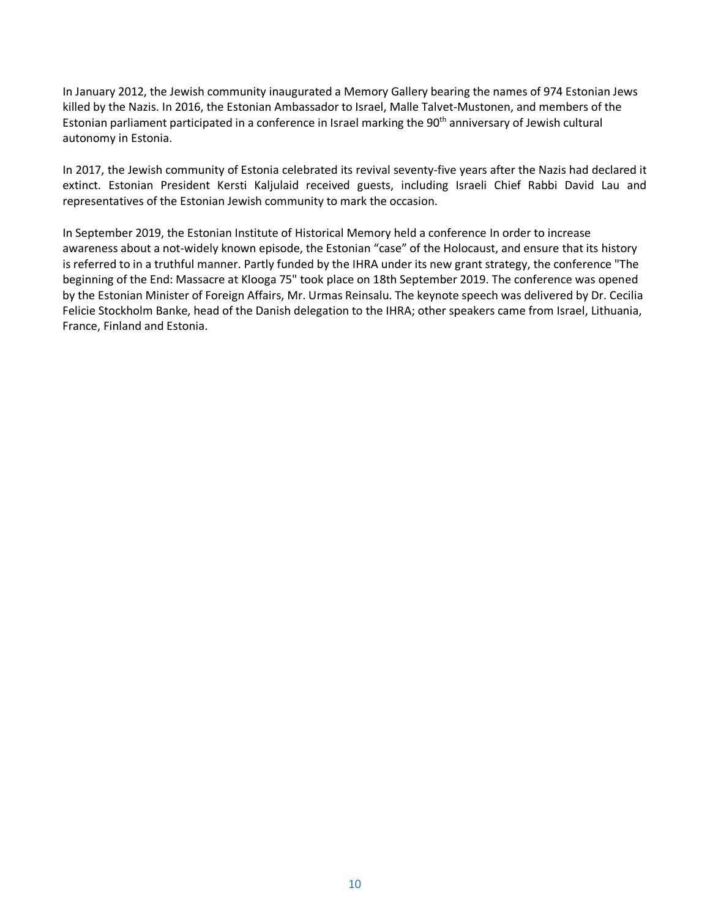In January 2012, the Jewish community inaugurated a Memory Gallery bearing the names of 974 Estonian Jews killed by the Nazis. In 2016, the Estonian Ambassador to Israel, Malle Talvet-Mustonen, and members of the Estonian parliament participated in a conference in Israel marking the 90th anniversary of Jewish cultural autonomy in Estonia.

In 2017, the Jewish community of Estonia celebrated its revival seventy-five years after the Nazis had declared it extinct. Estonian President Kersti Kaljulaid received guests, including Israeli Chief Rabbi David Lau and representatives of the Estonian Jewish community to mark the occasion.

In September 2019, the Estonian Institute of Historical Memory held a conference In order to increase awareness about a not-widely known episode, the Estonian "case" of the Holocaust, and ensure that its history is referred to in a truthful manner. Partly funded by the IHRA under its new grant strategy, the conference "The beginning of the End: Massacre at Klooga 75" took place on 18th September 2019. The conference was opened by the Estonian Minister of Foreign Affairs, Mr. Urmas Reinsalu. The keynote speech was delivered by Dr. Cecilia Felicie Stockholm Banke, head of the Danish delegation to the IHRA; other speakers came from Israel, Lithuania, France, Finland and Estonia.